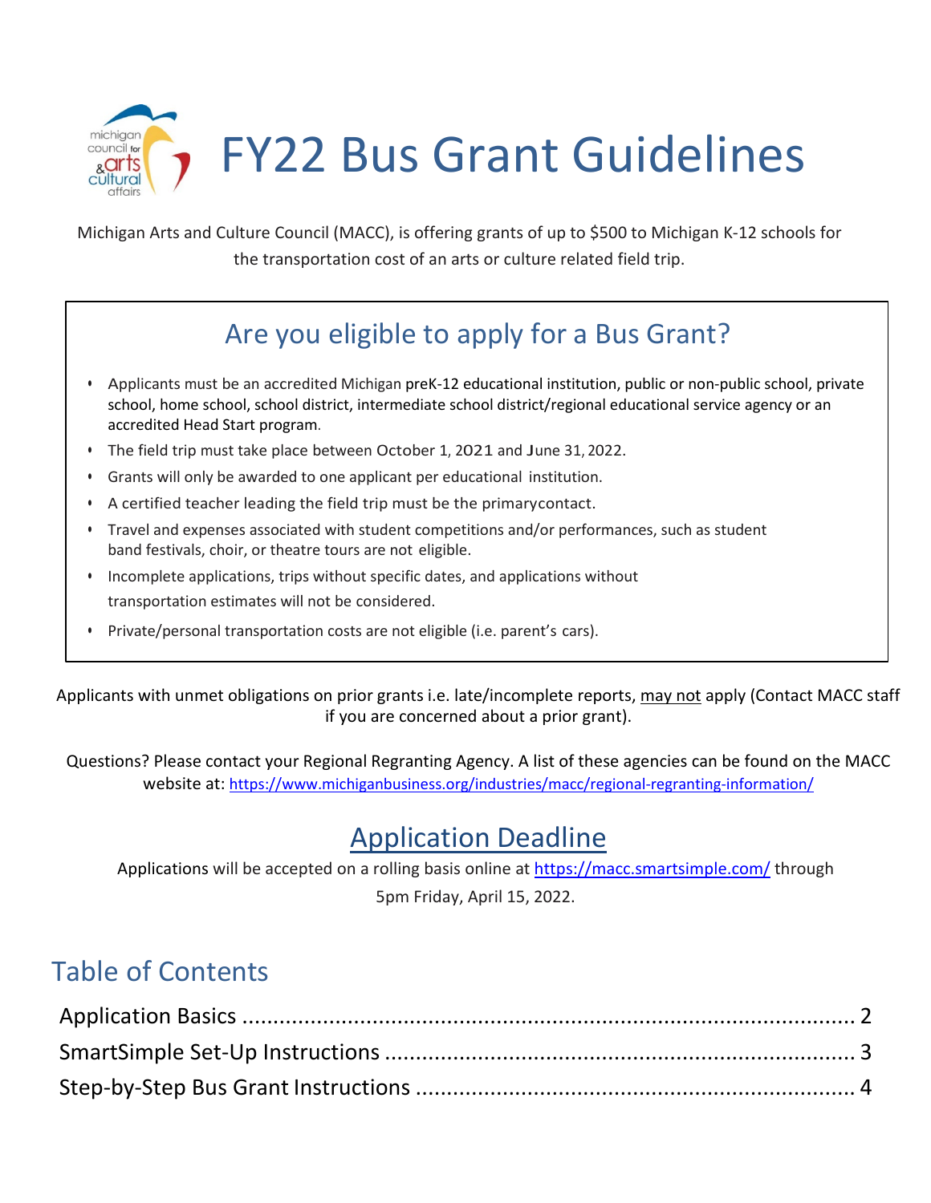# FY22 Bus Grant Guidelines

Michigan Arts and Culture Council (MACC), is offering grants of up to $500 to Michigan K-12 schools for the transportation cost of an arts or culture related field trip.

## Are you eligible to apply for a Bus Grant?

- Applicants must be an accredited Michigan preK-12 educational institution, public or non-public school, private school, home school, school district, intermediate school district/regional educational service agency or an accredited Head Start program.
- The field trip must take place between October 1, 2021 and June 31, 2022.
- Grants will only be awarded to one applicant per educational institution.
- A certified teacher leading the field trip must be the primary contact.
- Travel and expenses associated with student competitions and/or performances, such as student band festivals, choir, or theatre tours are not eligible.
- Incomplete applications, trips without specific dates, and applications without transportation estimates will not be considered.
- Private/personal transportation costs are not eligible (i.e. parent's cars).

Applicants with unmet obligations on prior grants i.e. late/incomplete reports, may not apply (Contact MACC staff if you are concerned about a prior grant).

Questions? Please contact your Regional Regranting Agency. A list of these agencies can be found on the MACC website at: https://www.michiganbusiness.org/industries/macc/regional-regranting-information/

## Application Deadline

Applications will be accepted on a rolling basis online at https://macc.smartsimple.com/ through 5pm Friday, April 15, 2022.

## Table of Contents

Application Basics ........ 2
SmartSimple Set-Up Instructions ........ 3
Step-by-Step Bus Grant Instructions ........ 4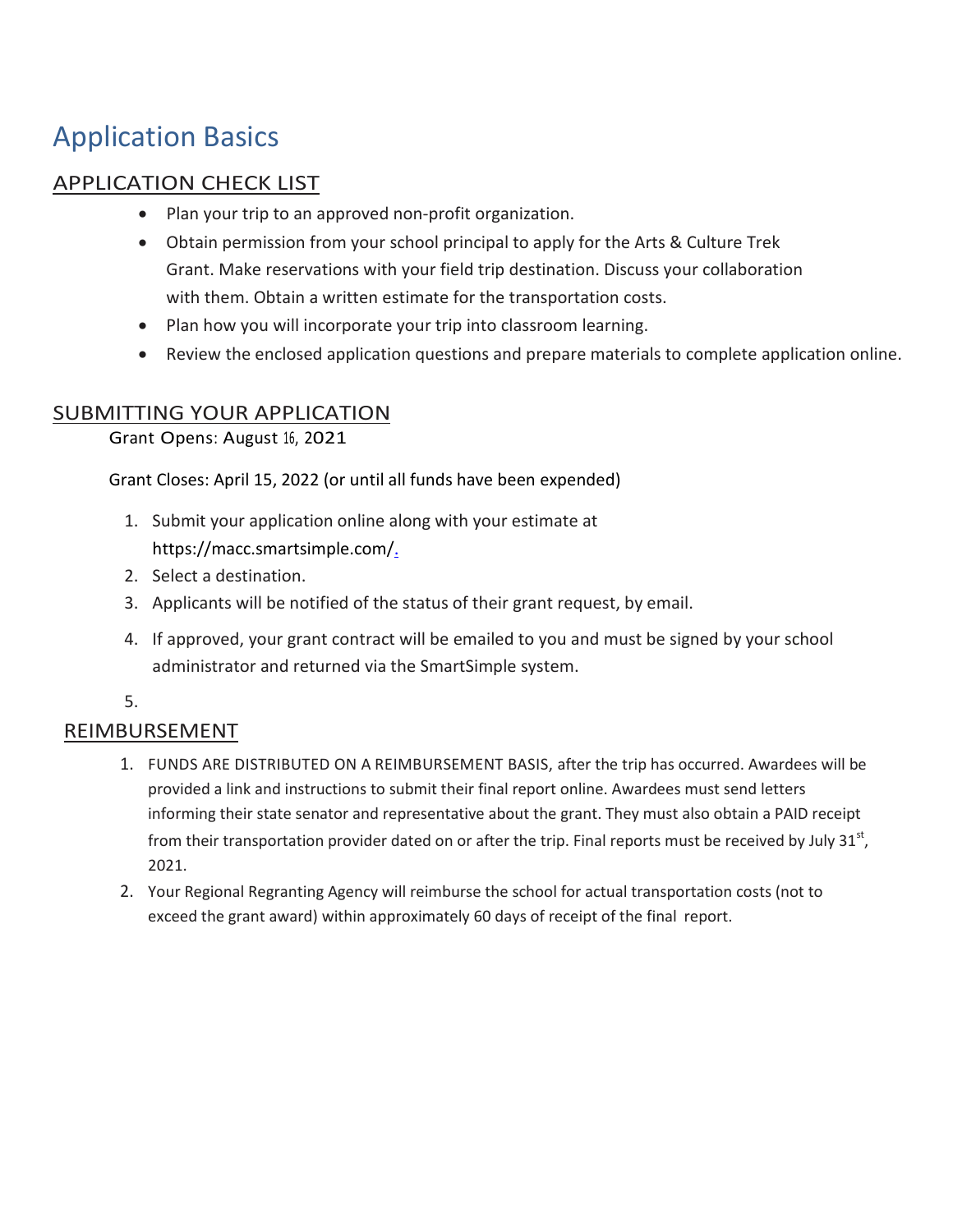# Application Basics

## APPLICATION CHECK LIST

- Plan your trip to an approved non-profit organization.
- Obtain permission from your school principal to apply for the Arts & Culture Trek Grant. Make reservations with your field trip destination. Discuss your collaboration with them. Obtain a written estimate for the transportation costs.
- Plan how you will incorporate your trip into classroom learning.
- Review the enclosed application questions and prepare materials to complete application online.

## SUBMITTING YOUR APPLICATION

Grant Opens: August 16, 2021

Grant Closes: April 15, 2022 (or until all funds have been expended)

1. Submit your application online along with your estimate at https://macc.smartsimple.com/.
2. Select a destination.
3. Applicants will be notified of the status of their grant request, by email.
4. If approved, your grant contract will be emailed to you and must be signed by your school administrator and returned via the SmartSimple system.
5.

## REIMBURSEMENT

1. FUNDS ARE DISTRIBUTED ON A REIMBURSEMENT BASIS, after the trip has occurred. Awardees will be provided a link and instructions to submit their final report online. Awardees must send letters informing their state senator and representative about the grant. They must also obtain a PAID receipt from their transportation provider dated on or after the trip. Final reports must be received by July 31st, 2021.
2. Your Regional Regranting Agency will reimburse the school for actual transportation costs (not to exceed the grant award) within approximately 60 days of receipt of the final report.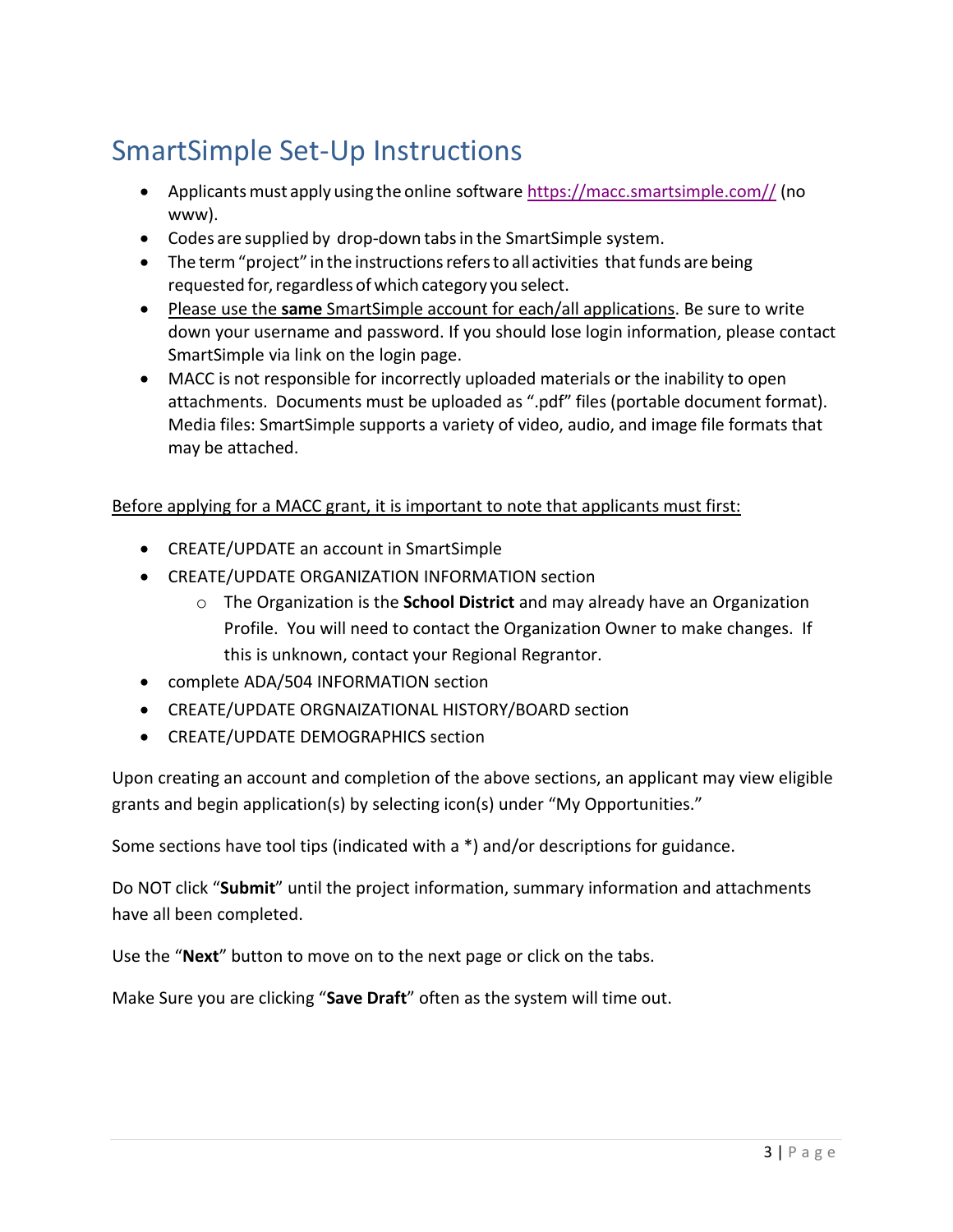# SmartSimple Set-Up Instructions

- Applicants must apply using the online software https://macc.smartsimple.com// (no www).
- Codes are supplied by drop-down tabs in the SmartSimple system.
- The term "project" in the instructions refers to all activities that funds are being requested for, regardless of which category you select.
- Please use the **same** SmartSimple account for each/all applications. Be sure to write down your username and password. If you should lose login information, please contact SmartSimple via link on the login page.
- MACC is not responsible for incorrectly uploaded materials or the inability to open attachments. Documents must be uploaded as ".pdf" files (portable document format). Media files: SmartSimple supports a variety of video, audio, and image file formats that may be attached.

Before applying for a MACC grant, it is important to note that applicants must first:

- CREATE/UPDATE an account in SmartSimple
- CREATE/UPDATE ORGANIZATION INFORMATION section
    - The Organization is the **School District** and may already have an Organization Profile. You will need to contact the Organization Owner to make changes. If this is unknown, contact your Regional Regrantor.
- complete ADA/504 INFORMATION section
- CREATE/UPDATE ORGNAIZATIONAL HISTORY/BOARD section
- CREATE/UPDATE DEMOGRAPHICS section

Upon creating an account and completion of the above sections, an applicant may view eligible grants and begin application(s) by selecting icon(s) under "My Opportunities."

Some sections have tool tips (indicated with a *) and/or descriptions for guidance.

Do NOT click "**Submit**" until the project information, summary information and attachments have all been completed.

Use the "**Next**" button to move on to the next page or click on the tabs.

Make Sure you are clicking "**Save Draft**" often as the system will time out.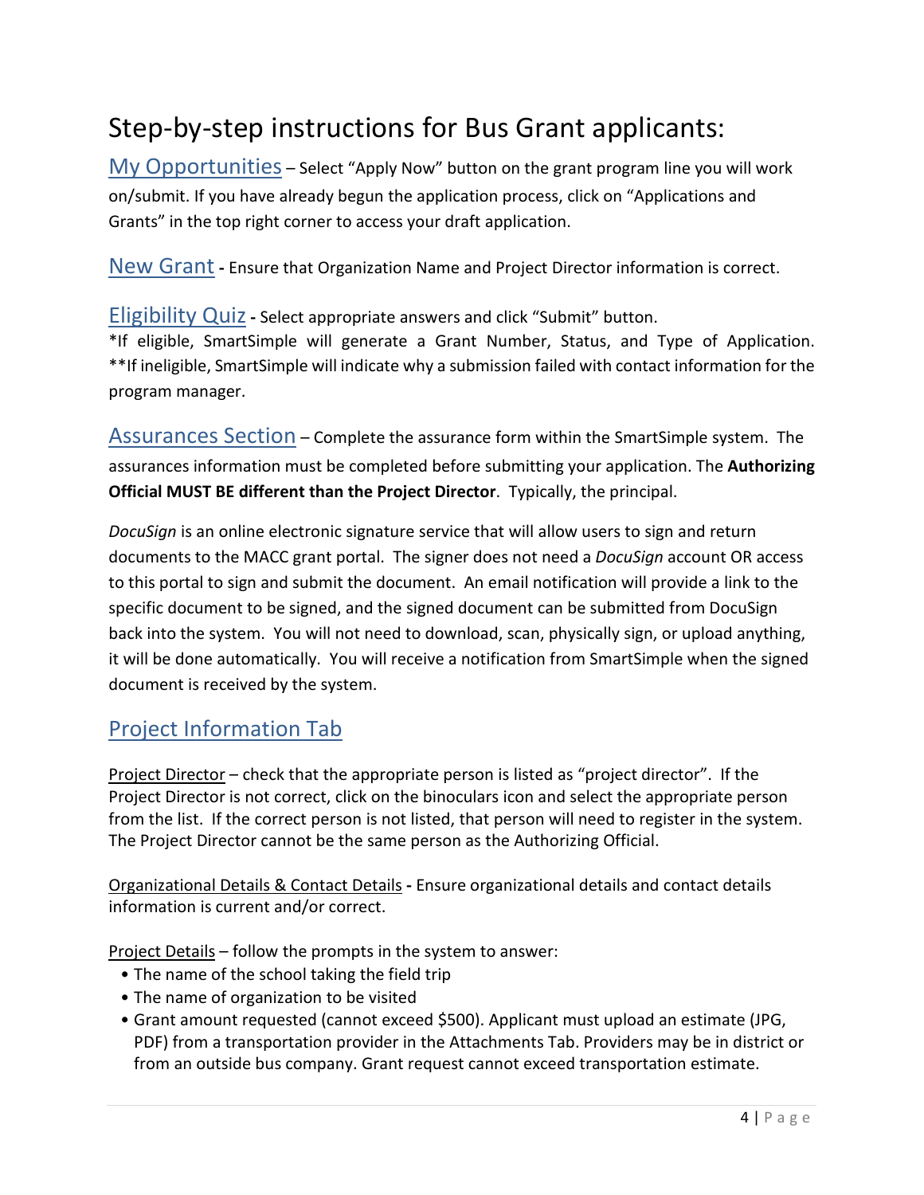# Step-by-step instructions for Bus Grant applicants:

## My Opportunities

– Select "Apply Now" button on the grant program line you will work on/submit. If you have already begun the application process, click on "Applications and Grants" in the top right corner to access your draft application.

## New Grant

**-** Ensure that Organization Name and Project Director information is correct.

## Eligibility Quiz

**-** Select appropriate answers and click "Submit" button.

*If eligible, SmartSimple will generate a Grant Number, Status, and Type of Application.
**If ineligible, SmartSimple will indicate why a submission failed with contact information for the program manager.

## Assurances Section

– Complete the assurance form within the SmartSimple system. The assurances information must be completed before submitting your application. The **Authorizing Official MUST BE different than the Project Director**. Typically, the principal.

*DocuSign* is an online electronic signature service that will allow users to sign and return documents to the MACC grant portal. The signer does not need a *DocuSign* account OR access to this portal to sign and submit the document. An email notification will provide a link to the specific document to be signed, and the signed document can be submitted from DocuSign back into the system. You will not need to download, scan, physically sign, or upload anything, it will be done automatically. You will receive a notification from SmartSimple when the signed document is received by the system.

## Project Information Tab

<u>Project Director</u> – check that the appropriate person is listed as "project director". If the Project Director is not correct, click on the binoculars icon and select the appropriate person from the list. If the correct person is not listed, that person will need to register in the system. The Project Director cannot be the same person as the Authorizing Official.

<u>Organizational Details & Contact Details</u> **-** Ensure organizational details and contact details information is current and/or correct.

<u>Project Details</u> – follow the prompts in the system to answer:

- The name of the school taking the field trip
- The name of organization to be visited
- Grant amount requested (cannot exceed $500). Applicant must upload an estimate (JPG, PDF) from a transportation provider in the Attachments Tab. Providers may be in district or from an outside bus company. Grant request cannot exceed transportation estimate.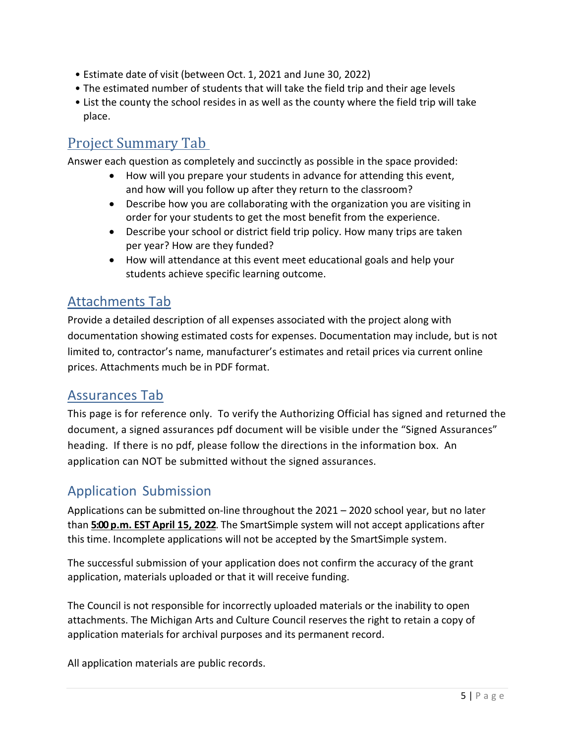- Estimate date of visit (between Oct. 1, 2021 and June 30, 2022)
- The estimated number of students that will take the field trip and their age levels
- List the county the school resides in as well as the county where the field trip will take place.

## Project Summary Tab

Answer each question as completely and succinctly as possible in the space provided:

- How will you prepare your students in advance for attending this event, and how will you follow up after they return to the classroom?
- Describe how you are collaborating with the organization you are visiting in order for your students to get the most benefit from the experience.
- Describe your school or district field trip policy. How many trips are taken per year? How are they funded?
- How will attendance at this event meet educational goals and help your students achieve specific learning outcome.

## Attachments Tab

Provide a detailed description of all expenses associated with the project along with documentation showing estimated costs for expenses. Documentation may include, but is not limited to, contractor's name, manufacturer's estimates and retail prices via current online prices. Attachments much be in PDF format.

## Assurances Tab

This page is for reference only. To verify the Authorizing Official has signed and returned the document, a signed assurances pdf document will be visible under the "Signed Assurances" heading. If there is no pdf, please follow the directions in the information box. An application can NOT be submitted without the signed assurances.

## Application Submission

Applications can be submitted on-line throughout the 2021 – 2020 school year, but no later than **5:00 p.m. EST April 15, 2022**. The SmartSimple system will not accept applications after this time. Incomplete applications will not be accepted by the SmartSimple system.

The successful submission of your application does not confirm the accuracy of the grant application, materials uploaded or that it will receive funding.

The Council is not responsible for incorrectly uploaded materials or the inability to open attachments. The Michigan Arts and Culture Council reserves the right to retain a copy of application materials for archival purposes and its permanent record.

All application materials are public records.